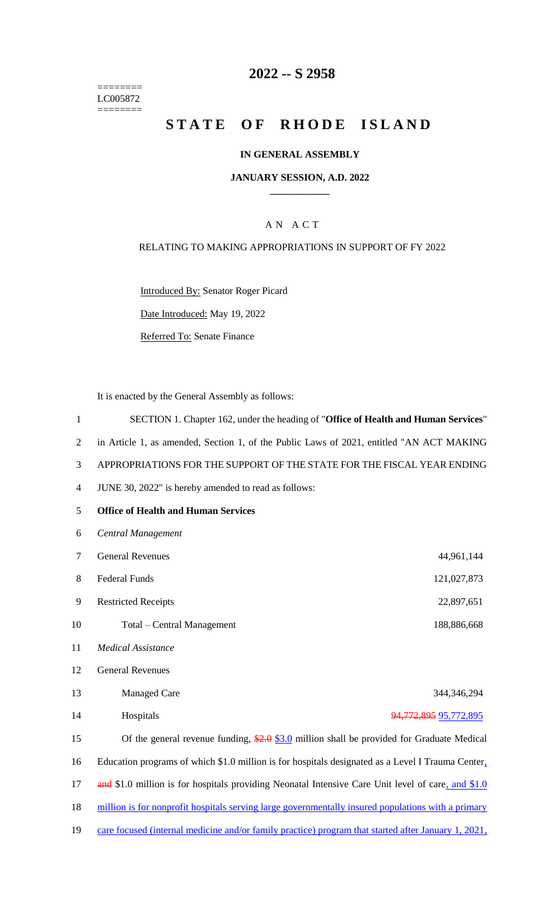========
LC005872
========

# 2022 -- S 2958

# STATE OF RHODE ISLAND

### IN GENERAL ASSEMBLY

### JANUARY SESSION, A.D. 2022

## A N A C T

RELATING TO MAKING APPROPRIATIONS IN SUPPORT OF FY 2022

Introduced By: Senator Roger Picard

Date Introduced: May 19, 2022

Referred To: Senate Finance

It is enacted by the General Assembly as follows:

1 SECTION 1. Chapter 162, under the heading of "**Office of Health and Human Services**"
2 in Article 1, as amended, Section 1, of the Public Laws of 2021, entitled "AN ACT MAKING
3 APPROPRIATIONS FOR THE SUPPORT OF THE STATE FOR THE FISCAL YEAR ENDING
4 JUNE 30, 2022" is hereby amended to read as follows:

5 **Office of Health and Human Services**

6 *Central Management*

| | | |
|---|---|---|
| 7 | General Revenues | 44,961,144 |
| 8 | Federal Funds | 121,027,873 |
| 9 | Restricted Receipts | 22,897,651 |
| 10 | Total – Central Management | 188,886,668 |

11 *Medical Assistance*

12 General Revenues

| | | |
|---|---|---|
| 13 | Managed Care | 344,346,294 |
| 14 | Hospitals | ~~94,772,895~~ 95,772,895 |

15 Of the general revenue funding, ~~$2.0~~ $3.0 million shall be provided for Graduate Medical
16 Education programs of which $1.0 million is for hospitals designated as a Level I Trauma Center,
17 ~~and~~ $1.0 million is for hospitals providing Neonatal Intensive Care Unit level of care, and $1.0
18 million is for nonprofit hospitals serving large governmentally insured populations with a primary
19 care focused (internal medicine and/or family practice) program that started after January 1, 2021,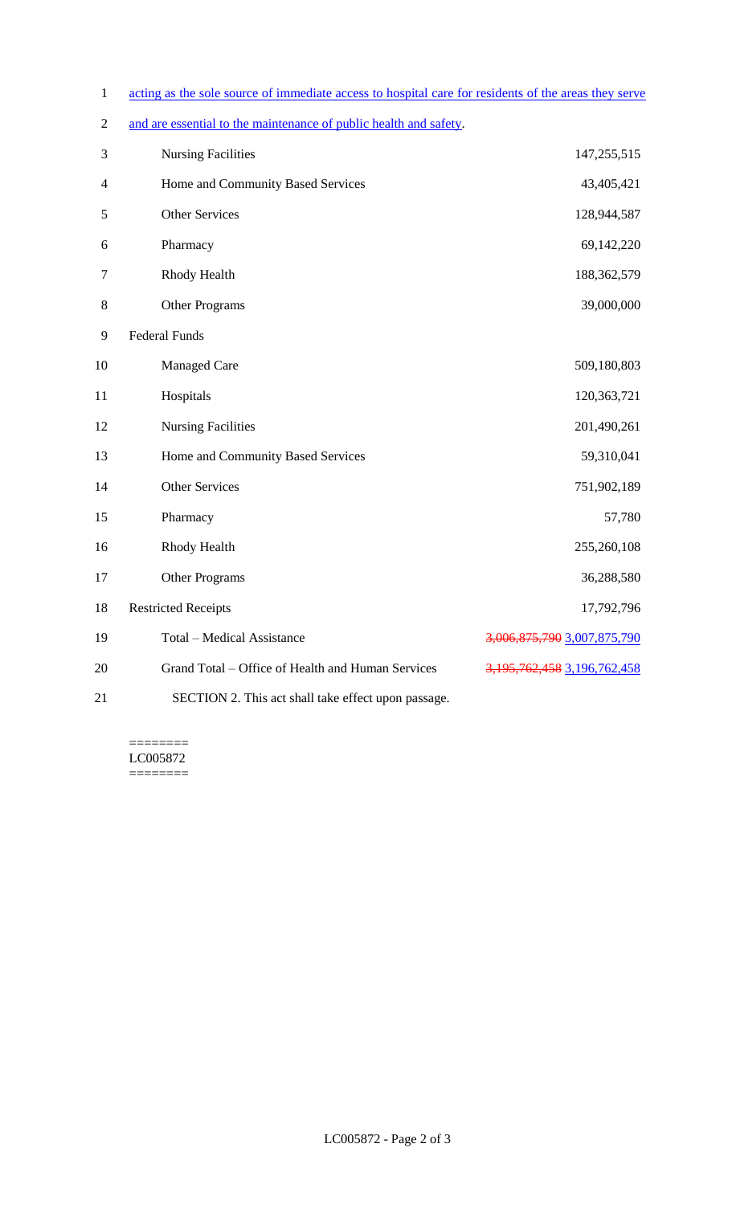acting as the sole source of immediate access to hospital care for residents of the areas they serve and are essential to the maintenance of public health and safety.

| | |
|---|---|
| Nursing Facilities | 147,255,515 |
| Home and Community Based Services | 43,405,421 |
| Other Services | 128,944,587 |
| Pharmacy | 69,142,220 |
| Rhody Health | 188,362,579 |
| Other Programs | 39,000,000 |
| Federal Funds | |
| Managed Care | 509,180,803 |
| Hospitals | 120,363,721 |
| Nursing Facilities | 201,490,261 |
| Home and Community Based Services | 59,310,041 |
| Other Services | 751,902,189 |
| Pharmacy | 57,780 |
| Rhody Health | 255,260,108 |
| Other Programs | 36,288,580 |
| Restricted Receipts | 17,792,796 |
| Total – Medical Assistance | ~~3,006,875,790~~ 3,007,875,790 |
| Grand Total – Office of Health and Human Services | ~~3,195,762,458~~ 3,196,762,458 |

SECTION 2. This act shall take effect upon passage.

========
LC005872
========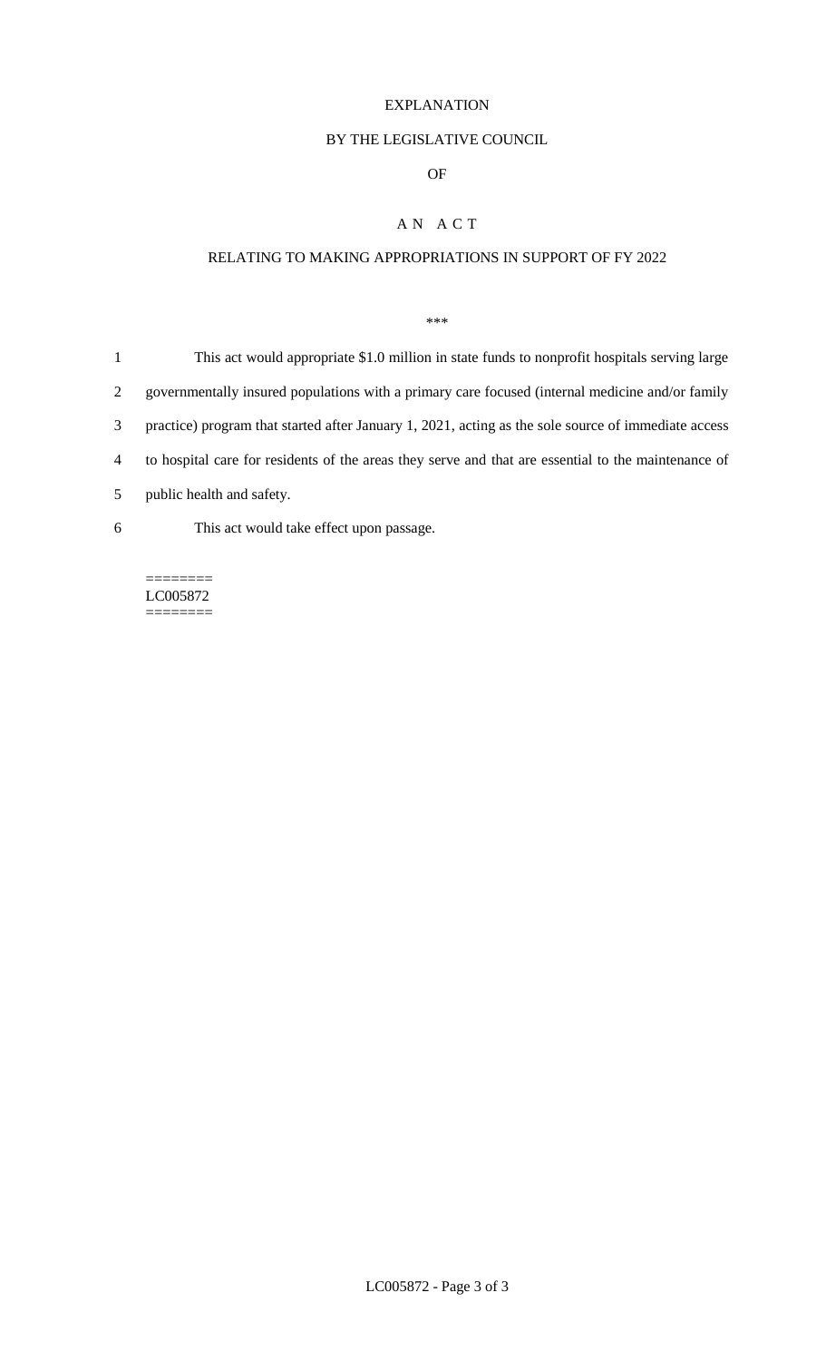EXPLANATION

BY THE LEGISLATIVE COUNCIL

OF

A N A C T

RELATING TO MAKING APPROPRIATIONS IN SUPPORT OF FY 2022

\*\*\*

This act would appropriate $1.0 million in state funds to nonprofit hospitals serving large governmentally insured populations with a primary care focused (internal medicine and/or family practice) program that started after January 1, 2021, acting as the sole source of immediate access to hospital care for residents of the areas they serve and that are essential to the maintenance of public health and safety.

This act would take effect upon passage.

========
LC005872
========